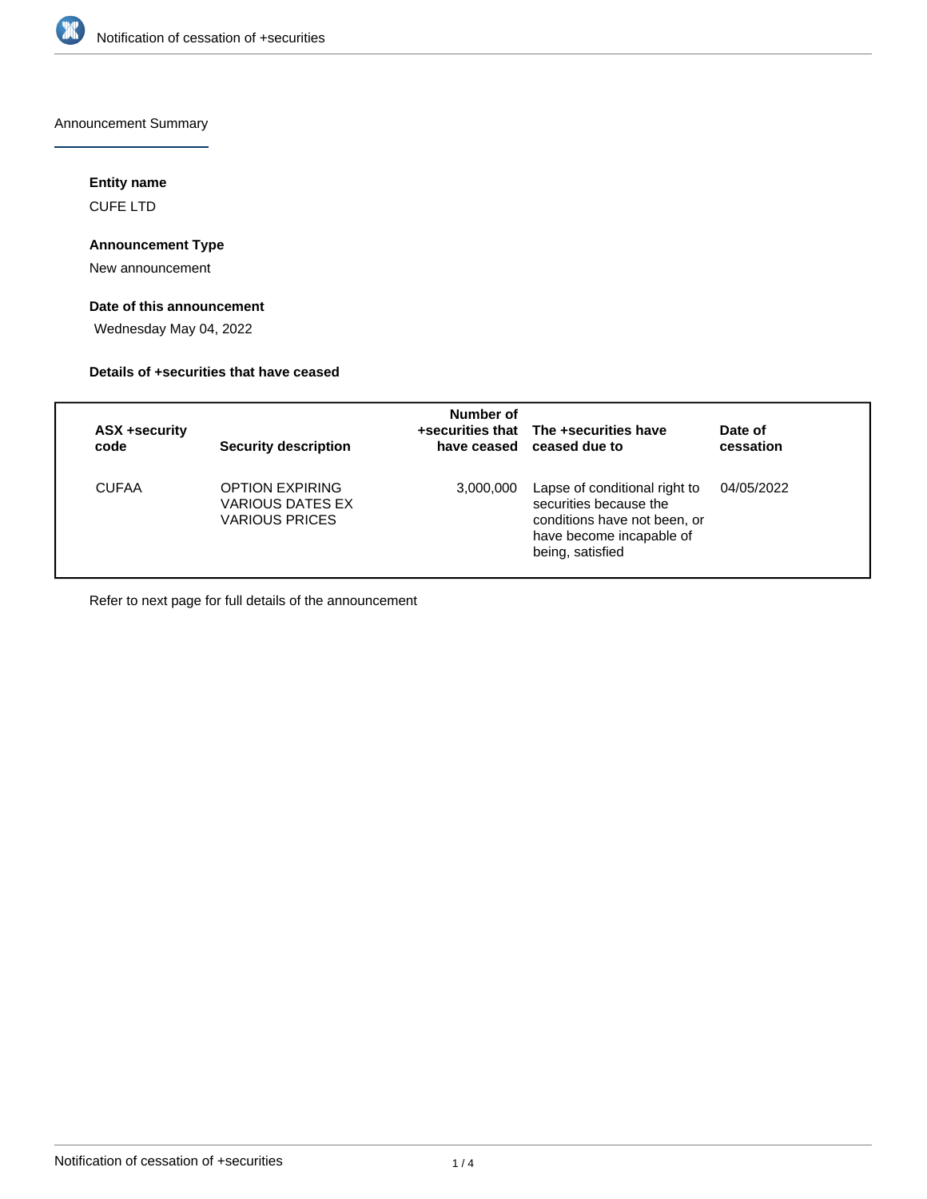Announcement Summary

#### Entity name

CUFE LTD

#### Announcement Type

New announcement

#### Date of this announcement

Wednesday May 04, 2022

#### Details of +securities that have ceased

| ASX +security code | Security description | Number of +securities that have ceased | The +securities have ceased due to | Date of cessation |
|---|---|---|---|---|
| CUFAA | OPTION EXPIRING VARIOUS DATES EX VARIOUS PRICES | 3,000,000 | Lapse of conditional right to securities because the conditions have not been, or have become incapable of being, satisfied | 04/05/2022 |

Refer to next page for full details of the announcement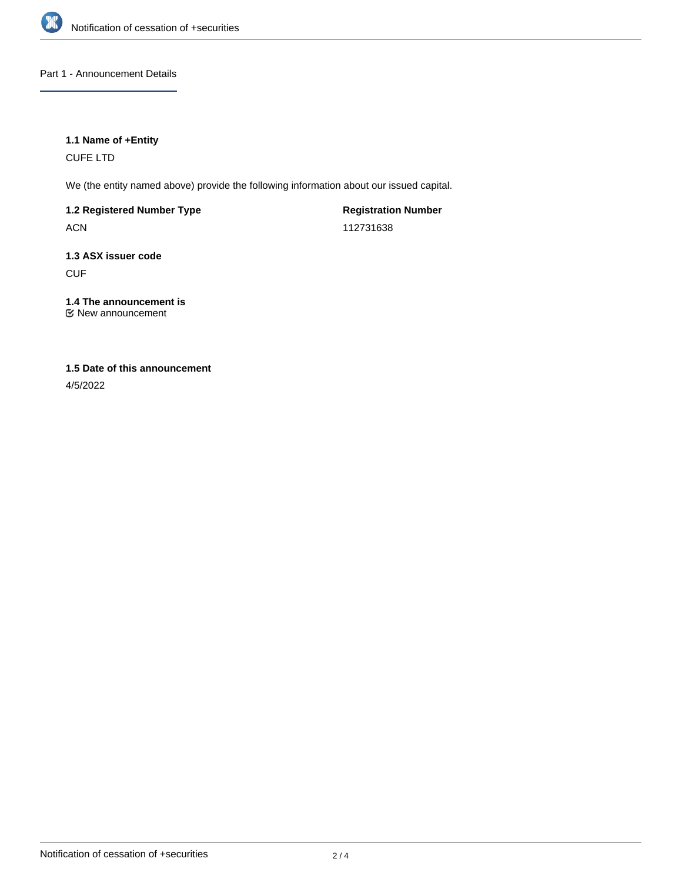## Part 1 - Announcement Details

### 1.1 Name of +Entity

CUFE LTD

We (the entity named above) provide the following information about our issued capital.

**1.2 Registered Number Type**

ACN

**Registration Number**

112731638

### 1.3 ASX issuer code

CUF

### 1.4 The announcement is

New announcement

### 1.5 Date of this announcement

4/5/2022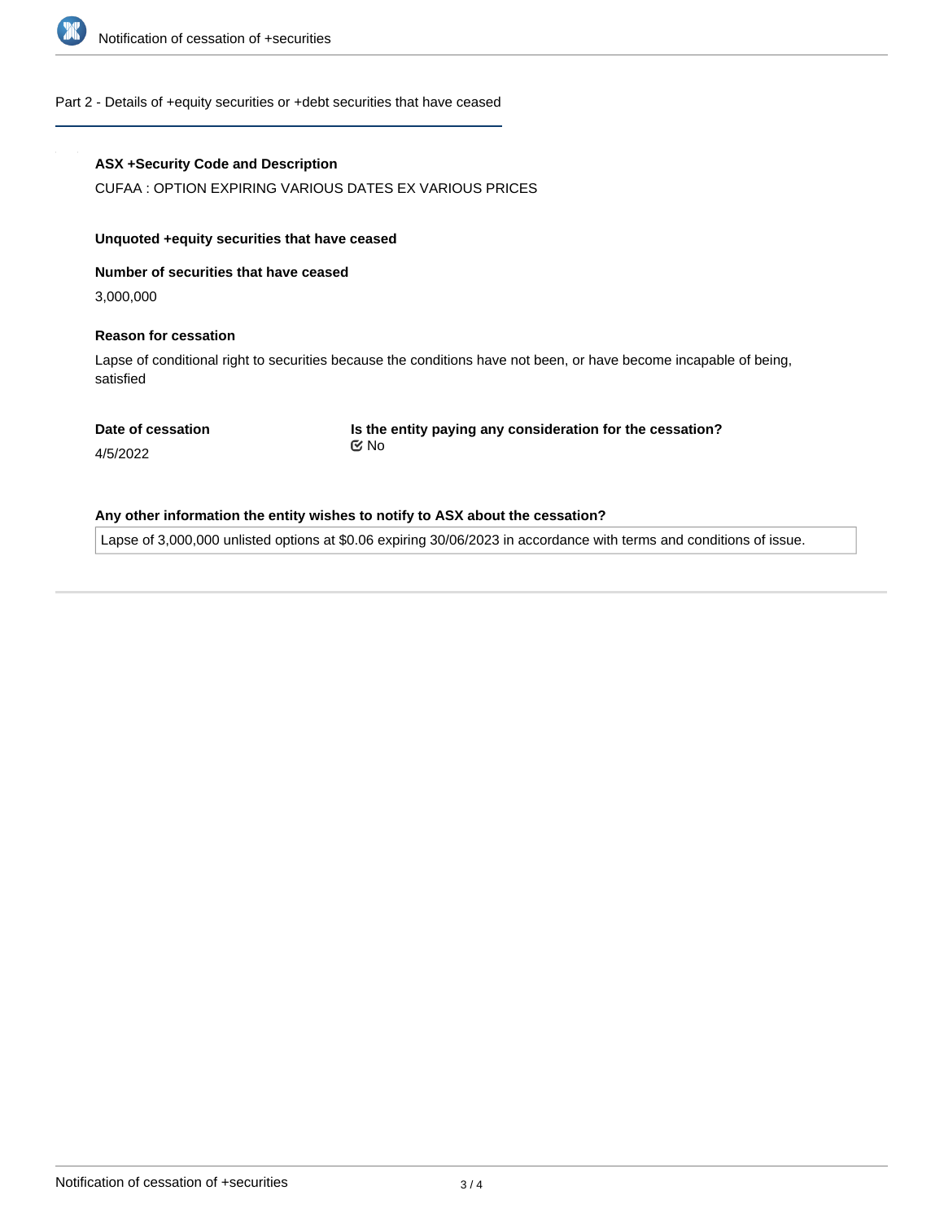## Part 2 - Details of +equity securities or +debt securities that have ceased

**ASX +Security Code and Description**

CUFAA : OPTION EXPIRING VARIOUS DATES EX VARIOUS PRICES

**Unquoted +equity securities that have ceased**

**Number of securities that have ceased**

3,000,000

**Reason for cessation**

Lapse of conditional right to securities because the conditions have not been, or have become incapable of being, satisfied

**Date of cessation**

4/5/2022

**Is the entity paying any consideration for the cessation?**

☑ No

**Any other information the entity wishes to notify to ASX about the cessation?**

Lapse of 3,000,000 unlisted options at $0.06 expiring 30/06/2023 in accordance with terms and conditions of issue.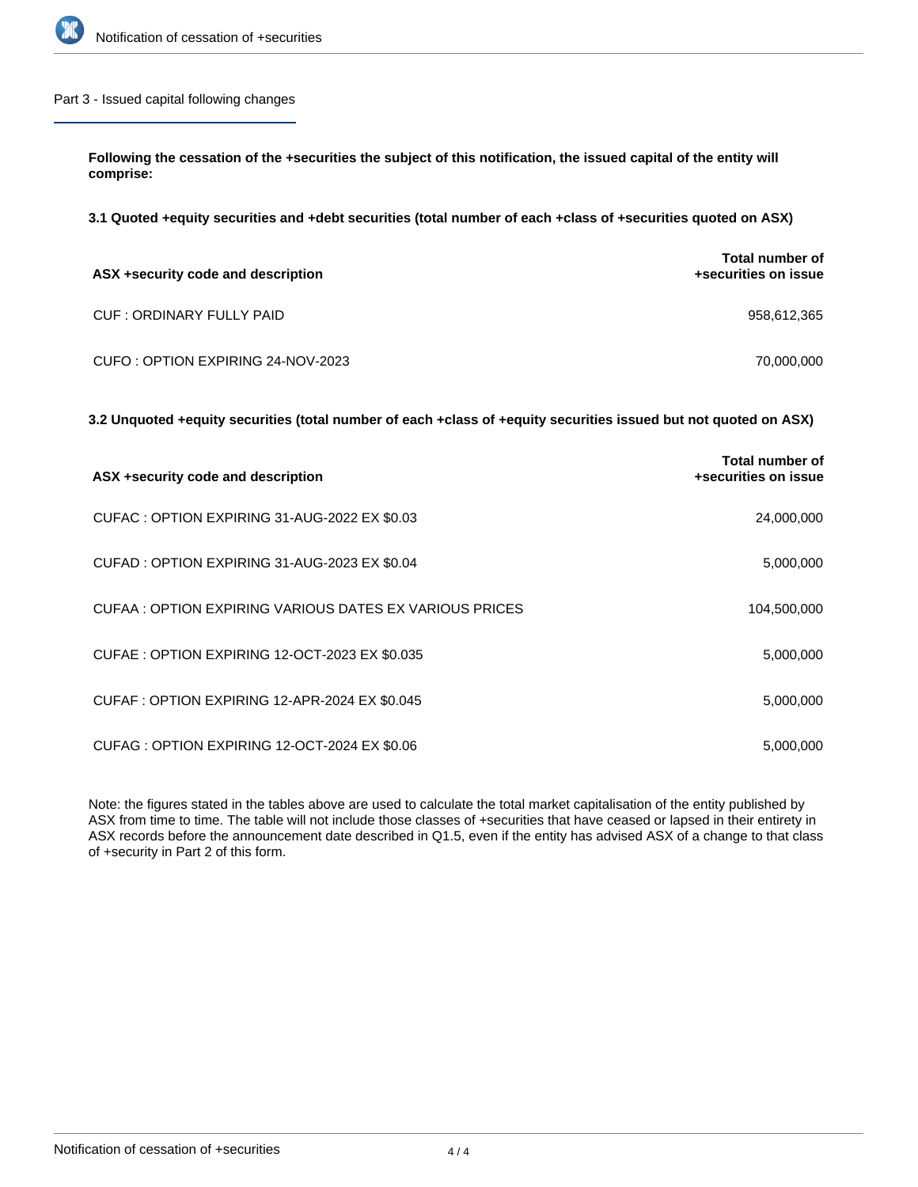## Part 3 - Issued capital following changes

**Following the cessation of the +securities the subject of this notification, the issued capital of the entity will comprise:**

**3.1 Quoted +equity securities and +debt securities (total number of each +class of +securities quoted on ASX)**

| ASX +security code and description | Total number of +securities on issue |
| --- | --- |
| CUF : ORDINARY FULLY PAID | 958,612,365 |
| CUFO : OPTION EXPIRING 24-NOV-2023 | 70,000,000 |

**3.2 Unquoted +equity securities (total number of each +class of +equity securities issued but not quoted on ASX)**

| ASX +security code and description | Total number of +securities on issue |
| --- | --- |
| CUFAC : OPTION EXPIRING 31-AUG-2022 EX $0.03 | 24,000,000 |
| CUFAD : OPTION EXPIRING 31-AUG-2023 EX $0.04 | 5,000,000 |
| CUFAA : OPTION EXPIRING VARIOUS DATES EX VARIOUS PRICES | 104,500,000 |
| CUFAE : OPTION EXPIRING 12-OCT-2023 EX $0.035 | 5,000,000 |
| CUFAF : OPTION EXPIRING 12-APR-2024 EX $0.045 | 5,000,000 |
| CUFAG : OPTION EXPIRING 12-OCT-2024 EX $0.06 | 5,000,000 |

Note: the figures stated in the tables above are used to calculate the total market capitalisation of the entity published by ASX from time to time. The table will not include those classes of +securities that have ceased or lapsed in their entirety in ASX records before the announcement date described in Q1.5, even if the entity has advised ASX of a change to that class of +security in Part 2 of this form.